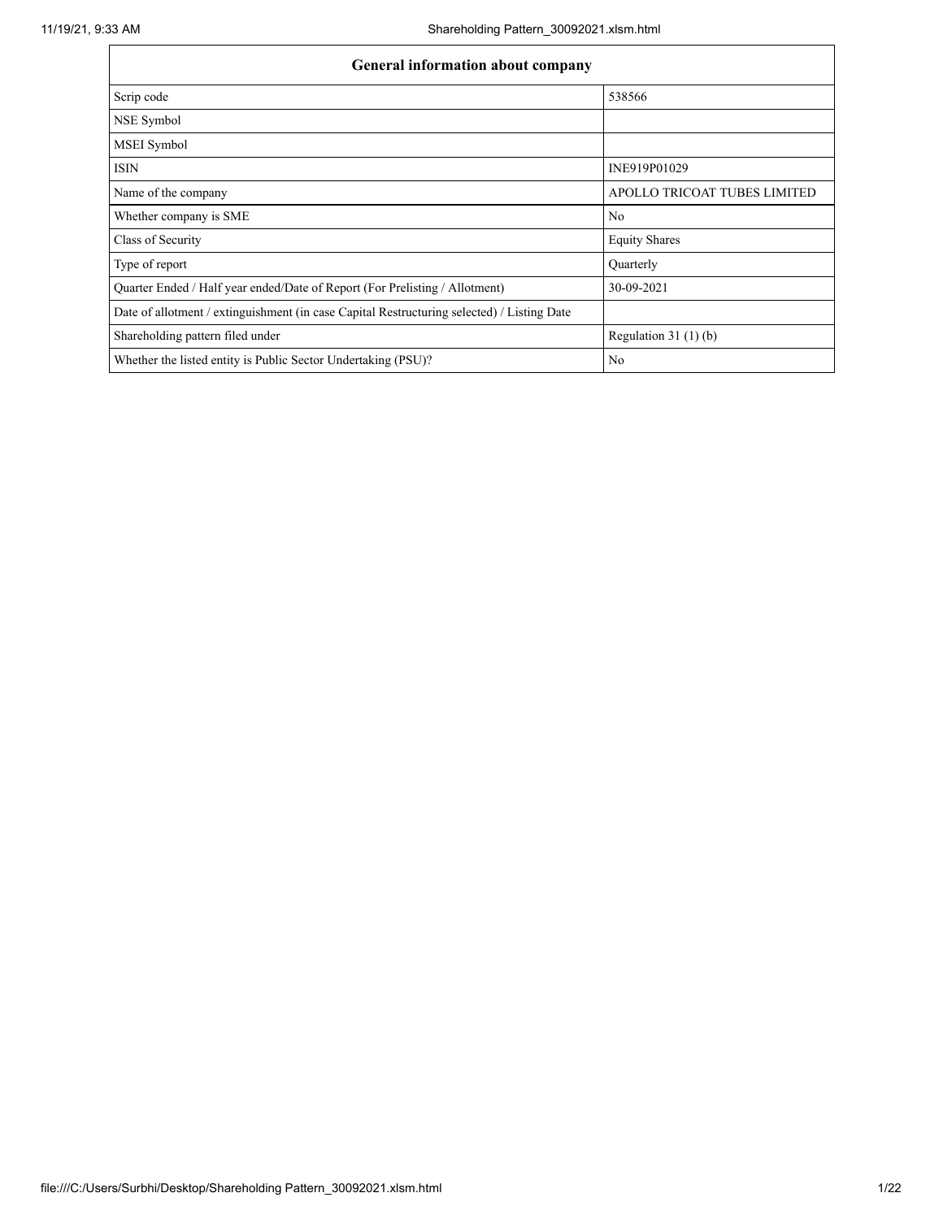| General information about company | |
|---|---|
| Scrip code | 538566 |
| NSE Symbol | |
| MSEI Symbol | |
| ISIN | INE919P01029 |
| Name of the company | APOLLO TRICOAT TUBES LIMITED |
| Whether company is SME | No |
| Class of Security | Equity Shares |
| Type of report | Quarterly |
| Quarter Ended / Half year ended/Date of Report (For Prelisting / Allotment) | 30-09-2021 |
| Date of allotment / extinguishment (in case Capital Restructuring selected) / Listing Date | |
| Shareholding pattern filed under | Regulation 31 (1) (b) |
| Whether the listed entity is Public Sector Undertaking (PSU)? | No |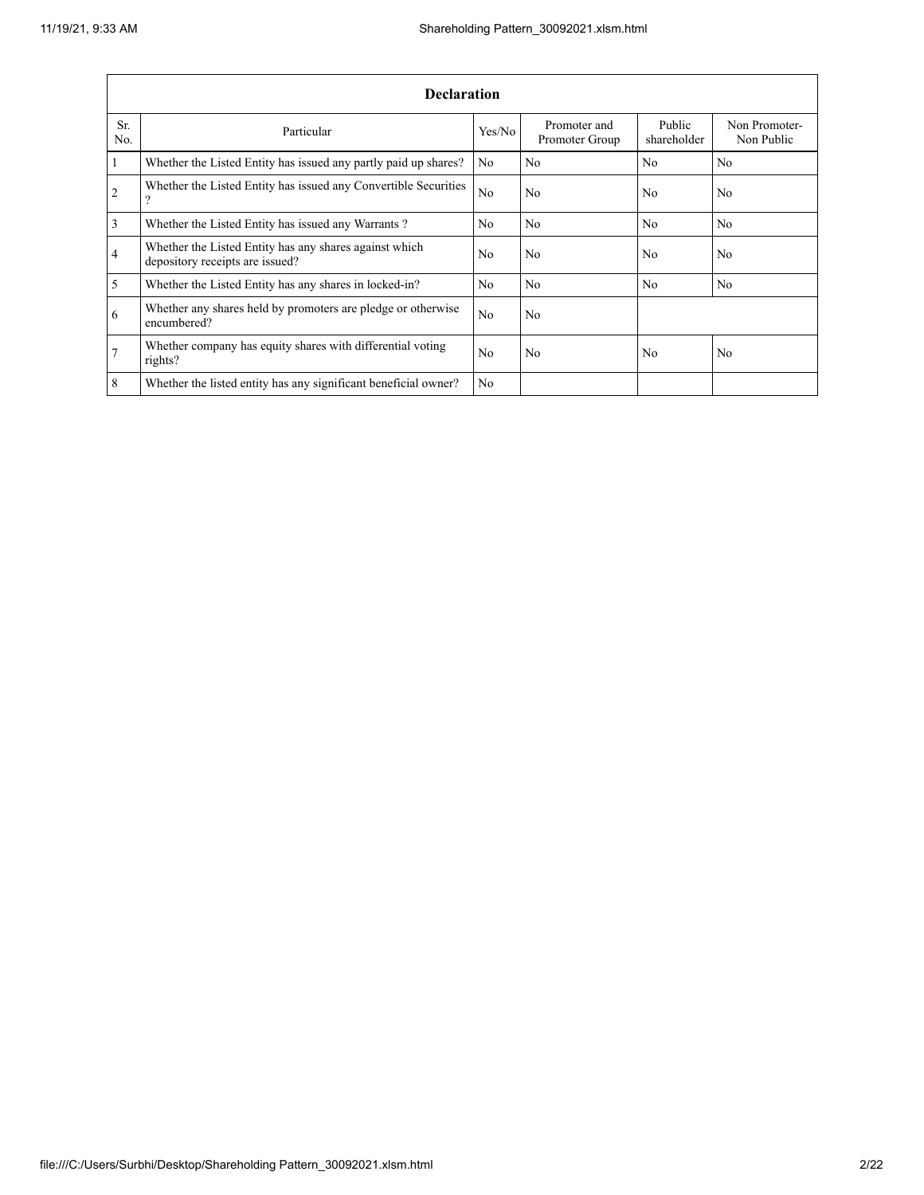| Declaration | | | | | |
|---|---|---|---|---|---|
| Sr. No. | Particular | Yes/No | Promoter and Promoter Group | Public shareholder | Non Promoter- Non Public |
| 1 | Whether the Listed Entity has issued any partly paid up shares? | No | No | No | No |
| 2 | Whether the Listed Entity has issued any Convertible Securities ? | No | No | No | No |
| 3 | Whether the Listed Entity has issued any Warrants ? | No | No | No | No |
| 4 | Whether the Listed Entity has any shares against which depository receipts are issued? | No | No | No | No |
| 5 | Whether the Listed Entity has any shares in locked-in? | No | No | No | No |
| 6 | Whether any shares held by promoters are pledge or otherwise encumbered? | No | No | | |
| 7 | Whether company has equity shares with differential voting rights? | No | No | No | No |
| 8 | Whether the listed entity has any significant beneficial owner? | No | | | |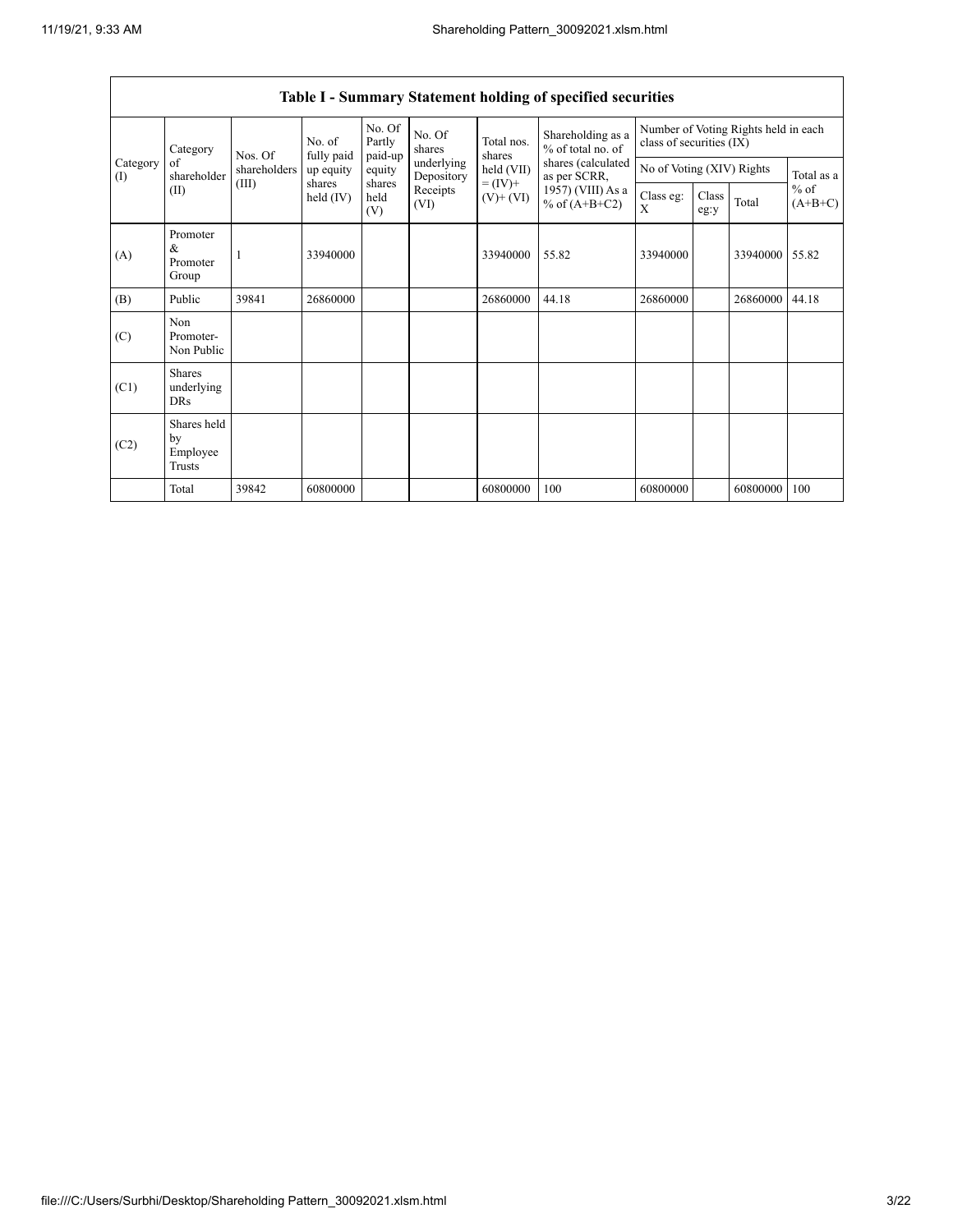| Table I - Summary Statement holding of specified securities | | | | | | | | | | | | |
|---|---|---|---|---|---|---|---|---|---|---|---|---|
| Category (I) | Category of shareholder (II) | Nos. Of shareholders (III) | No. of fully paid up equity shares held (IV) | No. Of Partly paid-up equity shares held (V) | No. Of shares underlying Depository Receipts (VI) | Total nos. shares held (VII) = (IV)+ (V)+ (VI) | Shareholding as a % of total no. of shares (calculated as per SCRR, 1957) (VIII) As a % of (A+B+C2) | Number of Voting Rights held in each class of securities (IX) | | | |
| | | | | | | | | No of Voting (XIV) Rights | | | Total as a % of (A+B+C) |
| | | | | | | | | Class eg: X | Class eg:y | Total | |
| (A) | Promoter & Promoter Group | 1 | 33940000 | | | 33940000 | 55.82 | 33940000 | | 33940000 | 55.82 |
| (B) | Public | 39841 | 26860000 | | | 26860000 | 44.18 | 26860000 | | 26860000 | 44.18 |
| (C) | Non Promoter- Non Public | | | | | | | | | | |
| (C1) | Shares underlying DRs | | | | | | | | | | |
| (C2) | Shares held by Employee Trusts | | | | | | | | | | |
| | Total | 39842 | 60800000 | | | 60800000 | 100 | 60800000 | | 60800000 | 100 |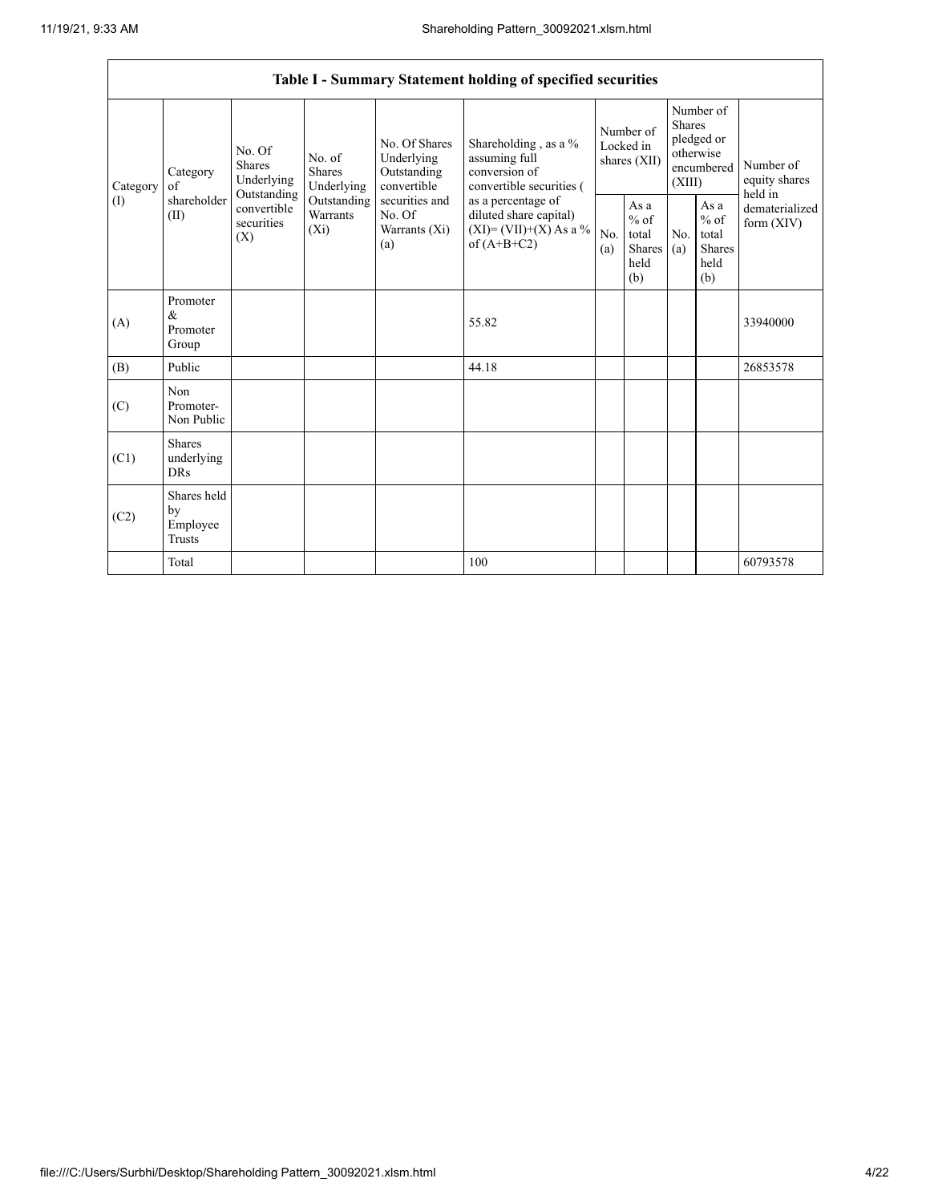| Table I - Summary Statement holding of specified securities | | | | | | | | | | |
|---|---|---|---|---|---|---|---|---|---|---|
| Category (I) | Category of shareholder (II) | No. Of Shares Underlying Outstanding convertible securities (X) | No. of Shares Underlying Outstanding Warrants (Xi) | No. Of Shares Underlying Outstanding convertible securities and No. Of Warrants (Xi) (a) | Shareholding , as a % assuming full conversion of convertible securities ( as a percentage of diluted share capital) (XI)= (VII)+(X) As a % of (A+B+C2) | Number of Locked in shares (XII) | | Number of Shares pledged or otherwise encumbered (XIII) | | Number of equity shares held in dematerialized form (XIV) |
| | | | | | | No. (a) | As a % of total Shares held (b) | No. (a) | As a % of total Shares held (b) | |
| (A) | Promoter & Promoter Group | | | | 55.82 | | | | | 33940000 |
| (B) | Public | | | | 44.18 | | | | | 26853578 |
| (C) | Non Promoter- Non Public | | | | | | | | | |
| (C1) | Shares underlying DRs | | | | | | | | | |
| (C2) | Shares held by Employee Trusts | | | | | | | | | |
| | Total | | | | 100 | | | | | 60793578 |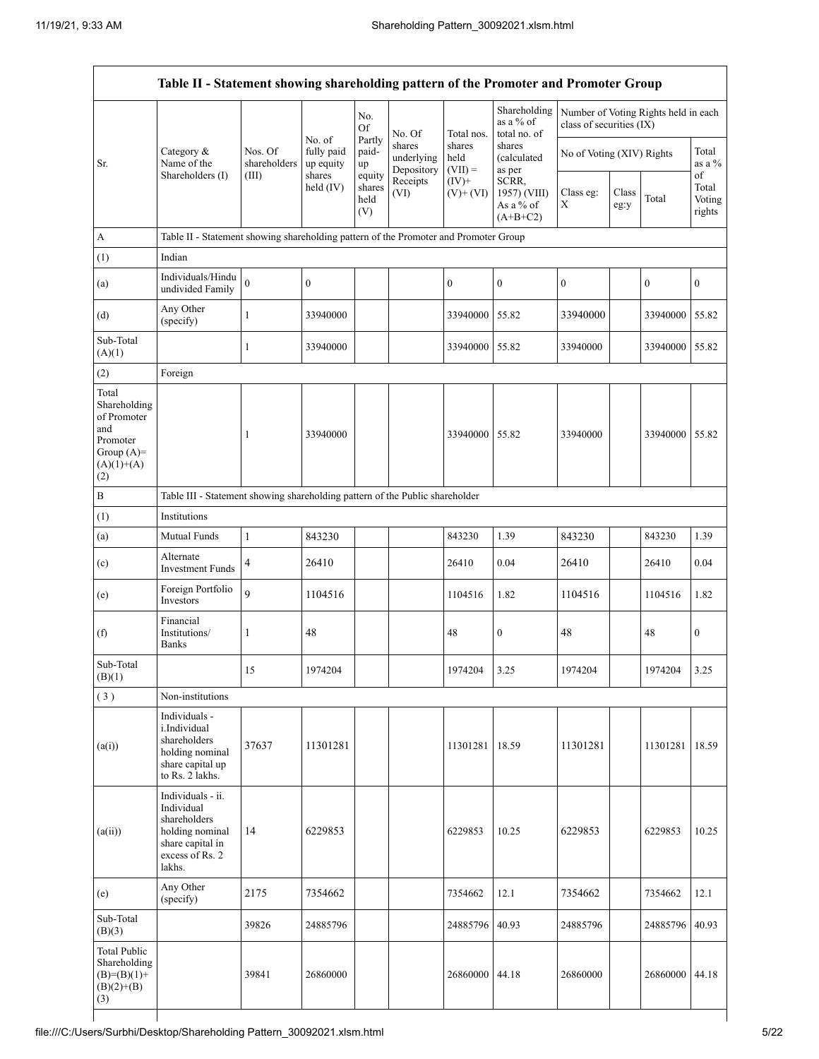| Table II - Statement showing shareholding pattern of the Promoter and Promoter Group | | | | | | | | | | | | |
|---|---|---|---|---|---|---|---|---|---|---|---|---|
| Sr. | Category & Name of the Shareholders (I) | Nos. Of shareholders (III) | No. of fully paid up equity shares held (IV) | No. Of Partly paid-up equity shares held (V) | No. Of shares underlying Depository Receipts (VI) | Total nos. shares held (VII) = (IV)+ (V)+ (VI) | Shareholding as a % of total no. of shares (calculated as per SCRR, 1957) (VIII) As a % of (A+B+C2) | Number of Voting Rights held in each class of securities (IX) | | | |
| | | | | | | | | No of Voting (XIV) Rights | | | Total as a % of Total Voting rights |
| | | | | | | | | Class eg: X | Class eg:y | Total | |
| A | Table II - Statement showing shareholding pattern of the Promoter and Promoter Group | | | | | | | | | | |
| (1) | Indian | | | | | | | | | | |
| (a) | Individuals/Hindu undivided Family | 0 | 0 | | | 0 | 0 | 0 | | 0 | 0 |
| (d) | Any Other (specify) | 1 | 33940000 | | | 33940000 | 55.82 | 33940000 | | 33940000 | 55.82 |
| Sub-Total (A)(1) | | 1 | 33940000 | | | 33940000 | 55.82 | 33940000 | | 33940000 | 55.82 |
| (2) | Foreign | | | | | | | | | | |
| Total Shareholding of Promoter and Promoter Group (A)=(A)(1)+(A)(2) | | 1 | 33940000 | | | 33940000 | 55.82 | 33940000 | | 33940000 | 55.82 |
| B | Table III - Statement showing shareholding pattern of the Public shareholder | | | | | | | | | | |
| (1) | Institutions | | | | | | | | | | |
| (a) | Mutual Funds | 1 | 843230 | | | 843230 | 1.39 | 843230 | | 843230 | 1.39 |
| (c) | Alternate Investment Funds | 4 | 26410 | | | 26410 | 0.04 | 26410 | | 26410 | 0.04 |
| (e) | Foreign Portfolio Investors | 9 | 1104516 | | | 1104516 | 1.82 | 1104516 | | 1104516 | 1.82 |
| (f) | Financial Institutions/ Banks | 1 | 48 | | | 48 | 0 | 48 | | 48 | 0 |
| Sub-Total (B)(1) | | 15 | 1974204 | | | 1974204 | 3.25 | 1974204 | | 1974204 | 3.25 |
| (3) | Non-institutions | | | | | | | | | | |
| (a(i)) | Individuals - i.Individual shareholders holding nominal share capital up to Rs. 2 lakhs. | 37637 | 11301281 | | | 11301281 | 18.59 | 11301281 | | 11301281 | 18.59 |
| (a(ii)) | Individuals - ii. Individual shareholders holding nominal share capital in excess of Rs. 2 lakhs. | 14 | 6229853 | | | 6229853 | 10.25 | 6229853 | | 6229853 | 10.25 |
| (e) | Any Other (specify) | 2175 | 7354662 | | | 7354662 | 12.1 | 7354662 | | 7354662 | 12.1 |
| Sub-Total (B)(3) | | 39826 | 24885796 | | | 24885796 | 40.93 | 24885796 | | 24885796 | 40.93 |
| Total Public Shareholding (B)=(B)(1)+(B)(2)+(B)(3) | | 39841 | 26860000 | | | 26860000 | 44.18 | 26860000 | | 26860000 | 44.18 |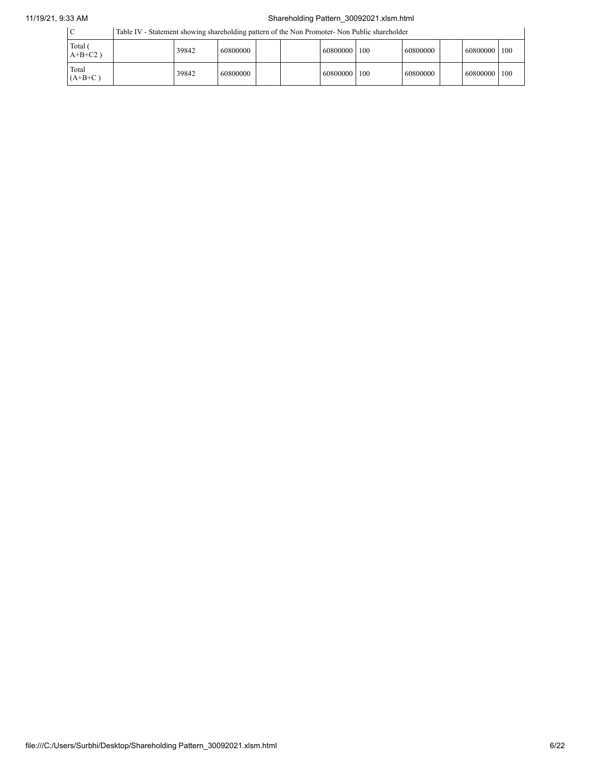| | | | | | | | | | | | |
|---|---|---|---|---|---|---|---|---|---|---|---|
| C | Table IV - Statement showing shareholding pattern of the Non Promoter- Non Public shareholder | | | | | | | | | | |
| Total ( A+B+C2 ) | | 39842 | 60800000 | | | 60800000 | 100 | 60800000 | | 60800000 | 100 |
| Total (A+B+C ) | | 39842 | 60800000 | | | 60800000 | 100 | 60800000 | | 60800000 | 100 |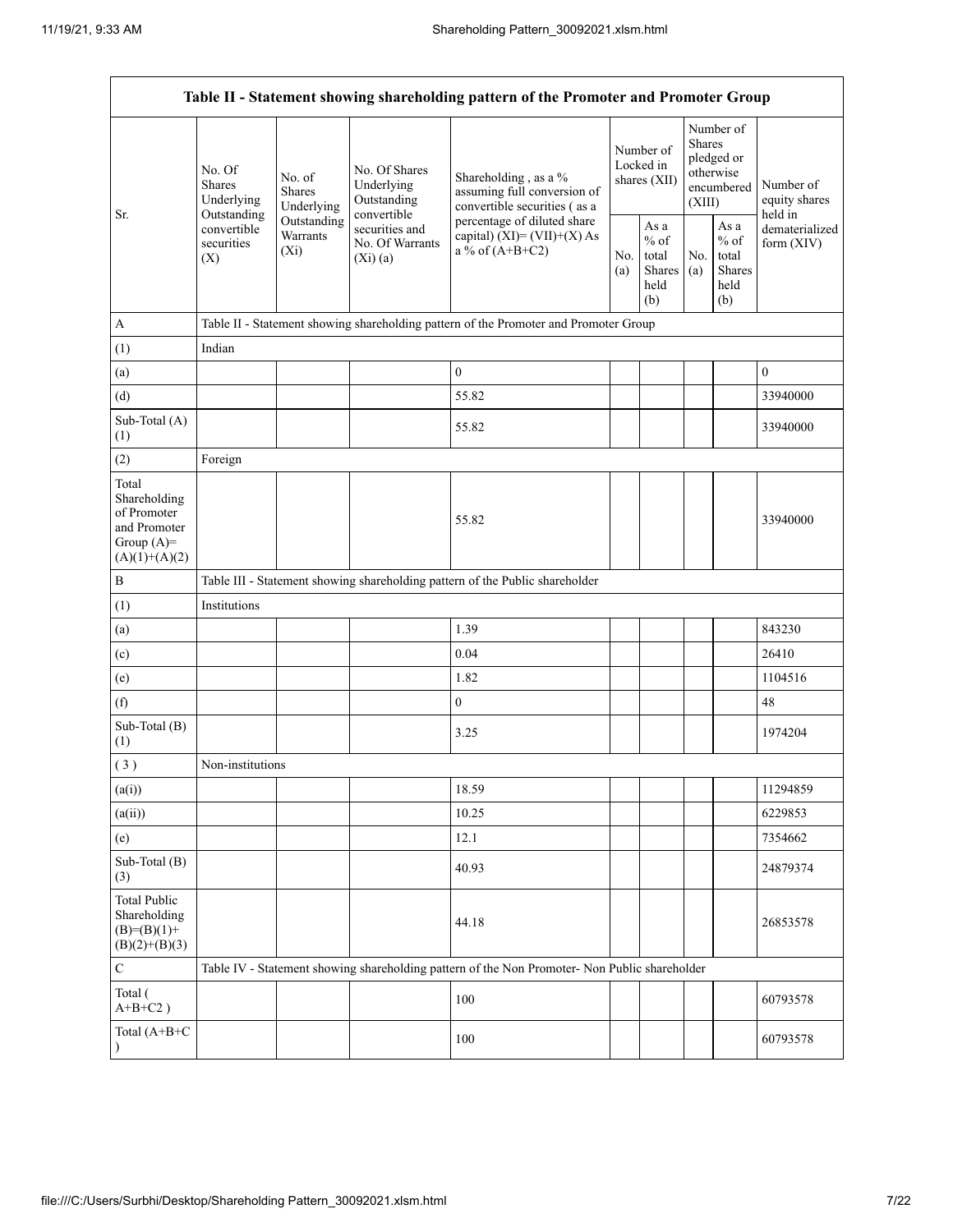| Table II - Statement showing shareholding pattern of the Promoter and Promoter Group | | | | | | | | | |
|---|---|---|---|---|---|---|---|---|---|
| Sr. | No. Of Shares Underlying Outstanding convertible securities (X) | No. of Shares Underlying Outstanding Warrants (Xi) | No. Of Shares Underlying Outstanding convertible securities and No. Of Warrants (Xi) (a) | Shareholding , as a % assuming full conversion of convertible securities ( as a percentage of diluted share capital) (XI)= (VII)+(X) As a % of (A+B+C2) | Number of Locked in shares (XII) | | Number of Shares pledged or otherwise encumbered (XIII) | | Number of equity shares held in dematerialized form (XIV) |
| | | | | | No. (a) | As a % of total Shares held (b) | No. (a) | As a % of total Shares held (b) | |
| A | Table II - Statement showing shareholding pattern of the Promoter and Promoter Group | | | | | | | | |
| (1) | Indian | | | | | | | | |
| (a) | | | | 0 | | | | | 0 |
| (d) | | | | 55.82 | | | | | 33940000 |
| Sub-Total (A) (1) | | | | 55.82 | | | | | 33940000 |
| (2) | Foreign | | | | | | | | |
| Total Shareholding of Promoter and Promoter Group (A)= (A)(1)+(A)(2) | | | | 55.82 | | | | | 33940000 |
| B | Table III - Statement showing shareholding pattern of the Public shareholder | | | | | | | | |
| (1) | Institutions | | | | | | | | |
| (a) | | | | 1.39 | | | | | 843230 |
| (c) | | | | 0.04 | | | | | 26410 |
| (e) | | | | 1.82 | | | | | 1104516 |
| (f) | | | | 0 | | | | | 48 |
| Sub-Total (B) (1) | | | | 3.25 | | | | | 1974204 |
| ( 3 ) | Non-institutions | | | | | | | | |
| (a(i)) | | | | 18.59 | | | | | 11294859 |
| (a(ii)) | | | | 10.25 | | | | | 6229853 |
| (e) | | | | 12.1 | | | | | 7354662 |
| Sub-Total (B) (3) | | | | 40.93 | | | | | 24879374 |
| Total Public Shareholding (B)=(B)(1)+ (B)(2)+(B)(3) | | | | 44.18 | | | | | 26853578 |
| C | Table IV - Statement showing shareholding pattern of the Non Promoter- Non Public shareholder | | | | | | | | |
| Total ( A+B+C2 ) | | | | 100 | | | | | 60793578 |
| Total (A+B+C ) | | | | 100 | | | | | 60793578 |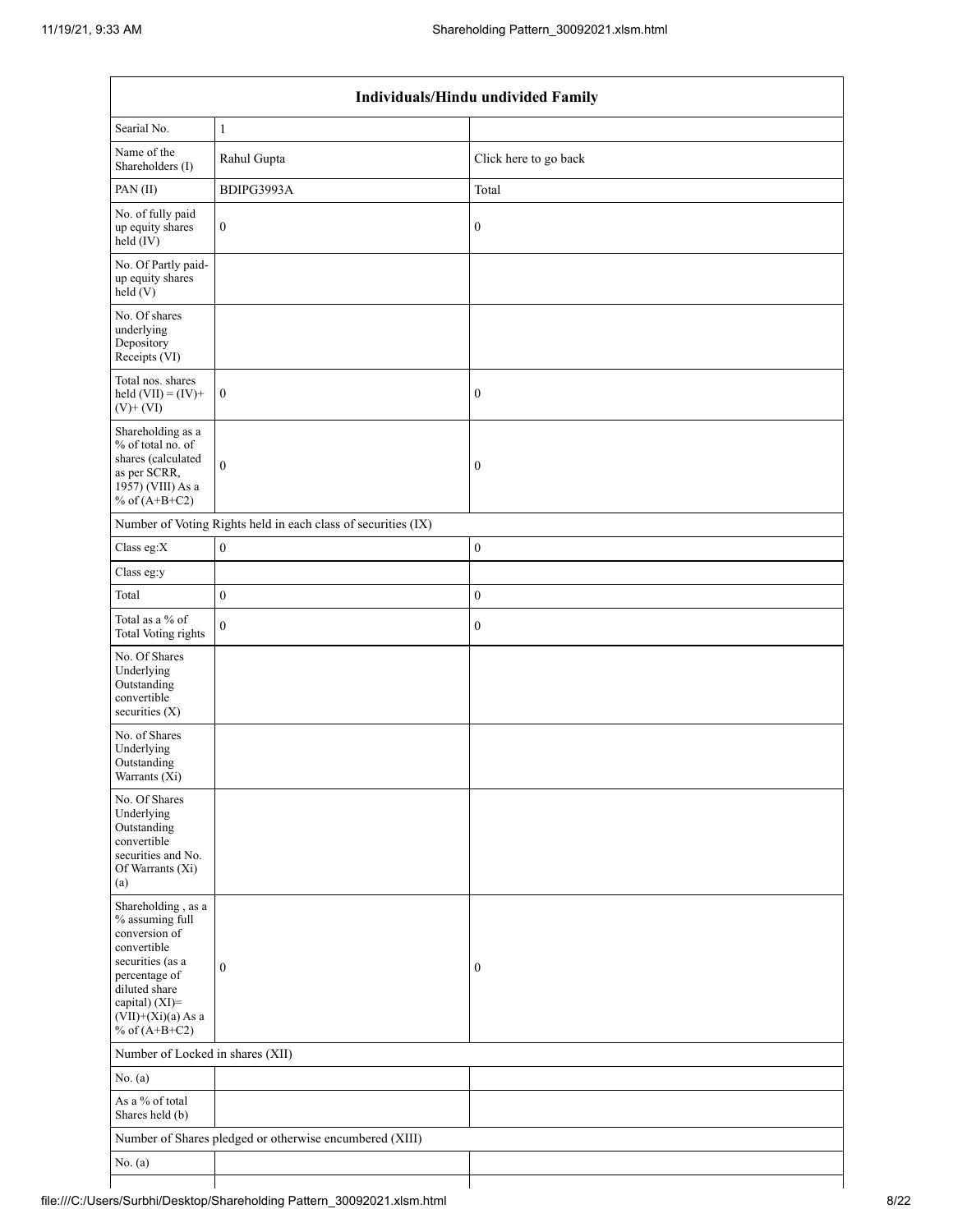| Individuals/Hindu undivided Family | | |
|---|---|---|
| Searial No. | 1 | |
| Name of the Shareholders (I) | Rahul Gupta | Click here to go back |
| PAN (II) | BDIPG3993A | Total |
| No. of fully paid up equity shares held (IV) | 0 | 0 |
| No. Of Partly paid-up equity shares held (V) | | |
| No. Of shares underlying Depository Receipts (VI) | | |
| Total nos. shares held (VII) = (IV)+(V)+ (VI) | 0 | 0 |
| Shareholding as a % of total no. of shares (calculated as per SCRR, 1957) (VIII) As a % of (A+B+C2) | 0 | 0 |
| Number of Voting Rights held in each class of securities (IX) | | |
| Class eg:X | 0 | 0 |
| Class eg:y | | |
| Total | 0 | 0 |
| Total as a % of Total Voting rights | 0 | 0 |
| No. Of Shares Underlying Outstanding convertible securities (X) | | |
| No. of Shares Underlying Outstanding Warrants (Xi) | | |
| No. Of Shares Underlying Outstanding convertible securities and No. Of Warrants (Xi) (a) | | |
| Shareholding , as a % assuming full conversion of convertible securities (as a percentage of diluted share capital) (XI)= (VII)+(Xi)(a) As a % of (A+B+C2) | 0 | 0 |
| Number of Locked in shares (XII) | | |
| No. (a) | | |
| As a % of total Shares held (b) | | |
| Number of Shares pledged or otherwise encumbered (XIII) | | |
| No. (a) | | |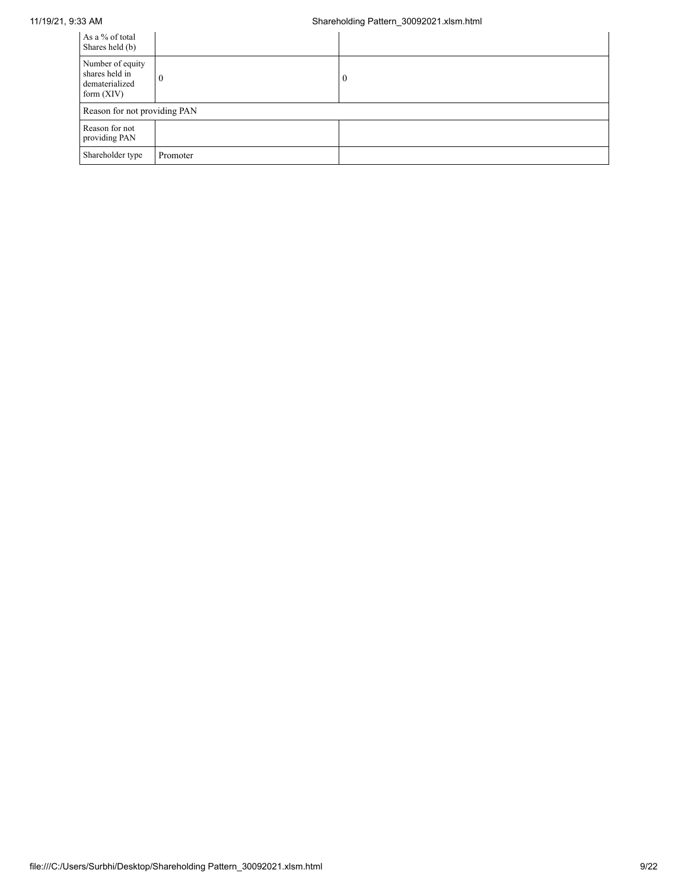| As a % of total Shares held (b) | | |
|---|---|---|
| Number of equity shares held in dematerialized form (XIV) | 0 | 0 |
| Reason for not providing PAN | | |
| Reason for not providing PAN | | |
| Shareholder type | Promoter | |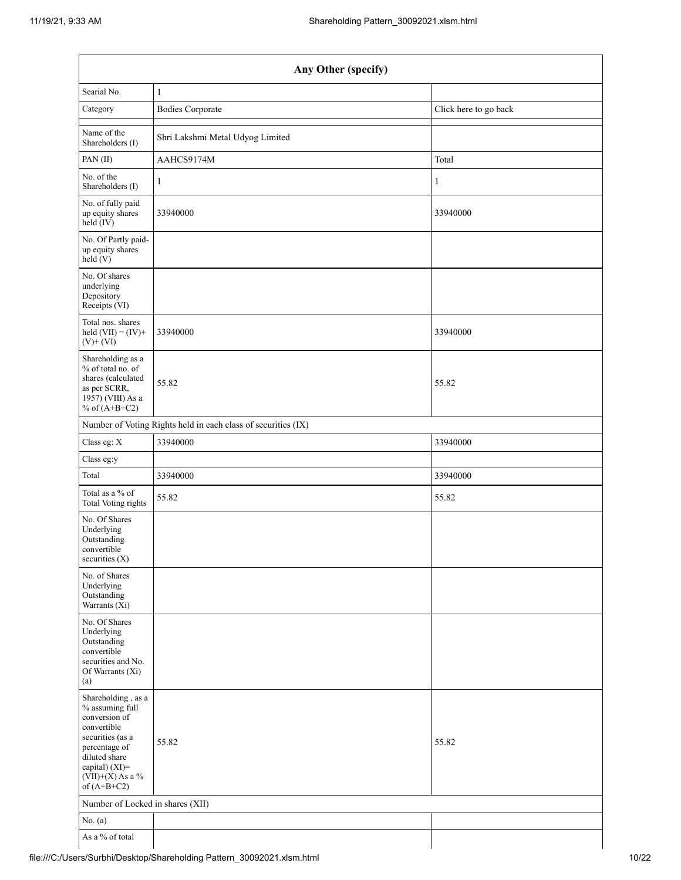| Any Other (specify) | | |
|---|---|---|
| Searial No. | 1 | |
| Category | Bodies Corporate | Click here to go back |
| Name of the Shareholders (I) | Shri Lakshmi Metal Udyog Limited | |
| PAN (II) | AAHCS9174M | Total |
| No. of the Shareholders (I) | 1 | 1 |
| No. of fully paid up equity shares held (IV) | 33940000 | 33940000 |
| No. Of Partly paid-up equity shares held (V) | | |
| No. Of shares underlying Depository Receipts (VI) | | |
| Total nos. shares held (VII) = (IV)+ (V)+ (VI) | 33940000 | 33940000 |
| Shareholding as a % of total no. of shares (calculated as per SCRR, 1957) (VIII) As a % of (A+B+C2) | 55.82 | 55.82 |
| Number of Voting Rights held in each class of securities (IX) | | |
| Class eg: X | 33940000 | 33940000 |
| Class eg:y | | |
| Total | 33940000 | 33940000 |
| Total as a % of Total Voting rights | 55.82 | 55.82 |
| No. Of Shares Underlying Outstanding convertible securities (X) | | |
| No. of Shares Underlying Outstanding Warrants (Xi) | | |
| No. Of Shares Underlying Outstanding convertible securities and No. Of Warrants (Xi) (a) | | |
| Shareholding , as a % assuming full conversion of convertible securities (as a percentage of diluted share capital) (XI)= (VII)+(X) As a % of (A+B+C2) | 55.82 | 55.82 |
| Number of Locked in shares (XII) | | |
| No. (a) | | |
| As a % of total | | |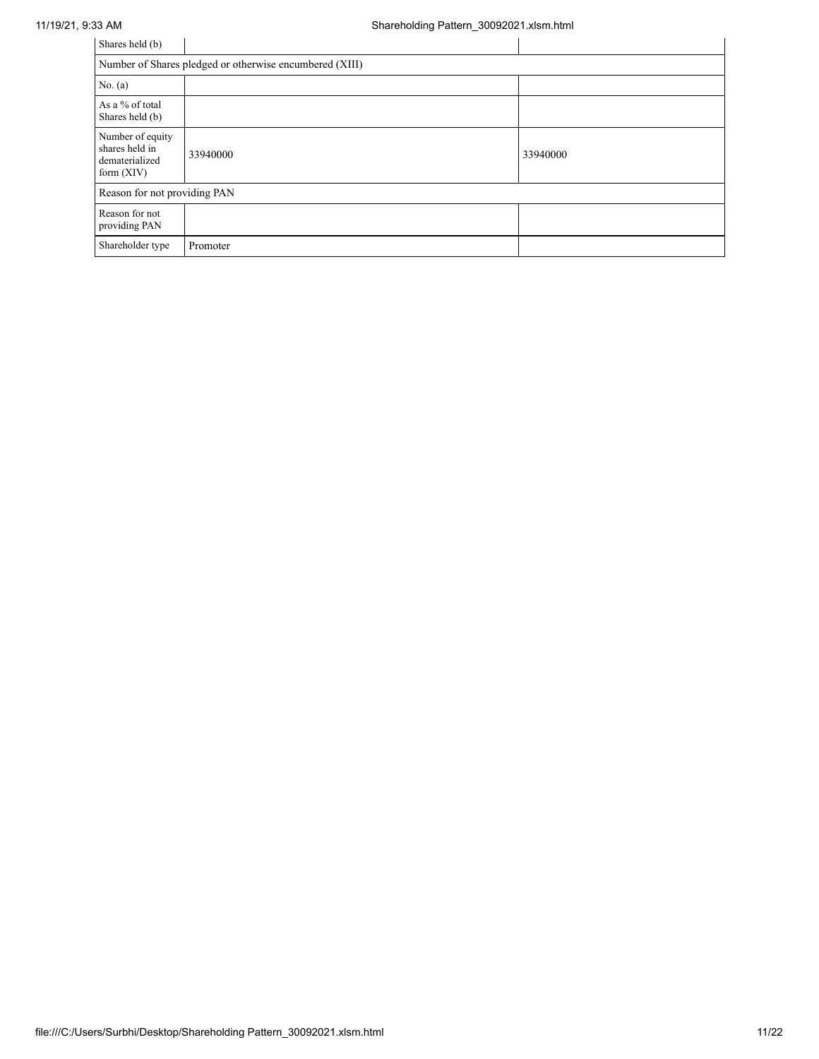| Shares held (b) | | |
|---|---|---|
| Number of Shares pledged or otherwise encumbered (XIII) | | |
| No. (a) | | |
| As a % of total Shares held (b) | | |
| Number of equity shares held in dematerialized form (XIV) | 33940000 | 33940000 |
| Reason for not providing PAN | | |
| Reason for not providing PAN | | |
| Shareholder type | Promoter | |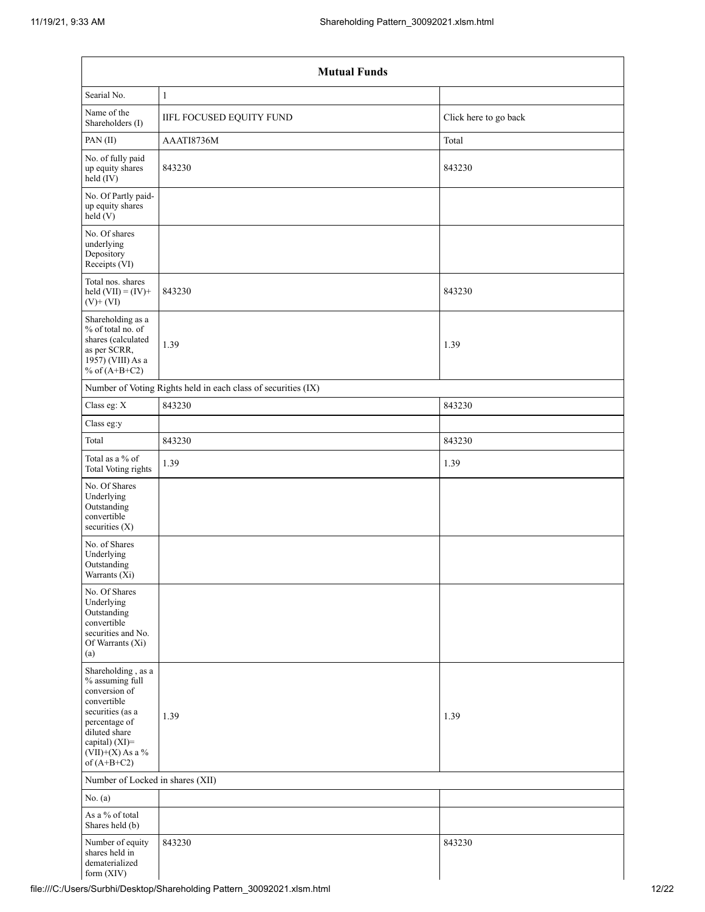| Mutual Funds | | |
|---|---|---|
| Searial No. | 1 | |
| Name of the Shareholders (I) | IIFL FOCUSED EQUITY FUND | Click here to go back |
| PAN (II) | AAATI8736M | Total |
| No. of fully paid up equity shares held (IV) | 843230 | 843230 |
| No. Of Partly paid-up equity shares held (V) | | |
| No. Of shares underlying Depository Receipts (VI) | | |
| Total nos. shares held (VII) = (IV)+ (V)+ (VI) | 843230 | 843230 |
| Shareholding as a % of total no. of shares (calculated as per SCRR, 1957) (VIII) As a % of (A+B+C2) | 1.39 | 1.39 |
| Number of Voting Rights held in each class of securities (IX) | | |
| Class eg: X | 843230 | 843230 |
| Class eg:y | | |
| Total | 843230 | 843230 |
| Total as a % of Total Voting rights | 1.39 | 1.39 |
| No. Of Shares Underlying Outstanding convertible securities (X) | | |
| No. of Shares Underlying Outstanding Warrants (Xi) | | |
| No. Of Shares Underlying Outstanding convertible securities and No. Of Warrants (Xi) (a) | | |
| Shareholding , as a % assuming full conversion of convertible securities (as a percentage of diluted share capital) (XI)= (VII)+(X) As a % of (A+B+C2) | 1.39 | 1.39 |
| Number of Locked in shares (XII) | | |
| No. (a) | | |
| As a % of total Shares held (b) | | |
| Number of equity shares held in dematerialized form (XIV) | 843230 | 843230 |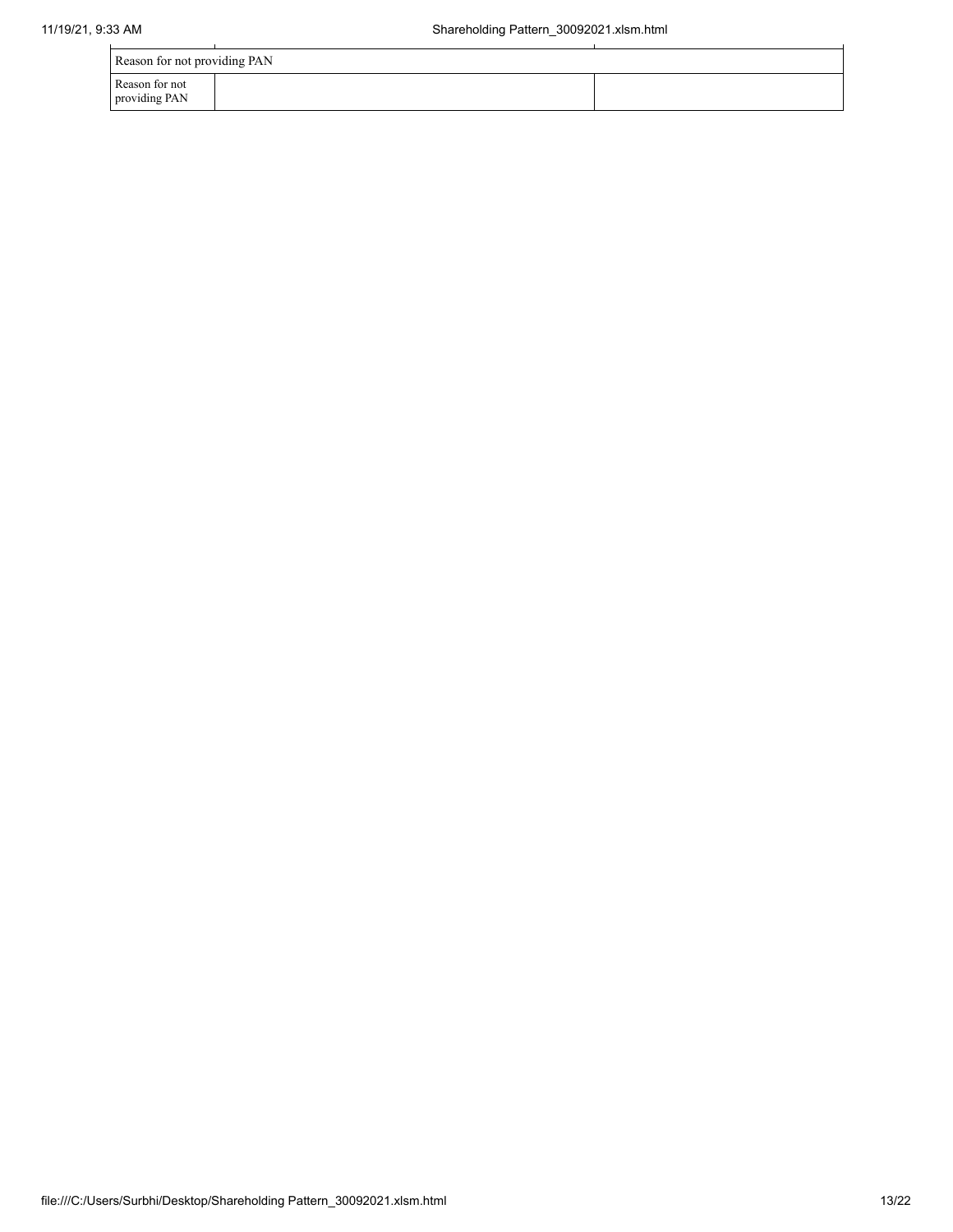| Reason for not providing PAN | | |
|---|---|---|
| Reason for not providing PAN | | |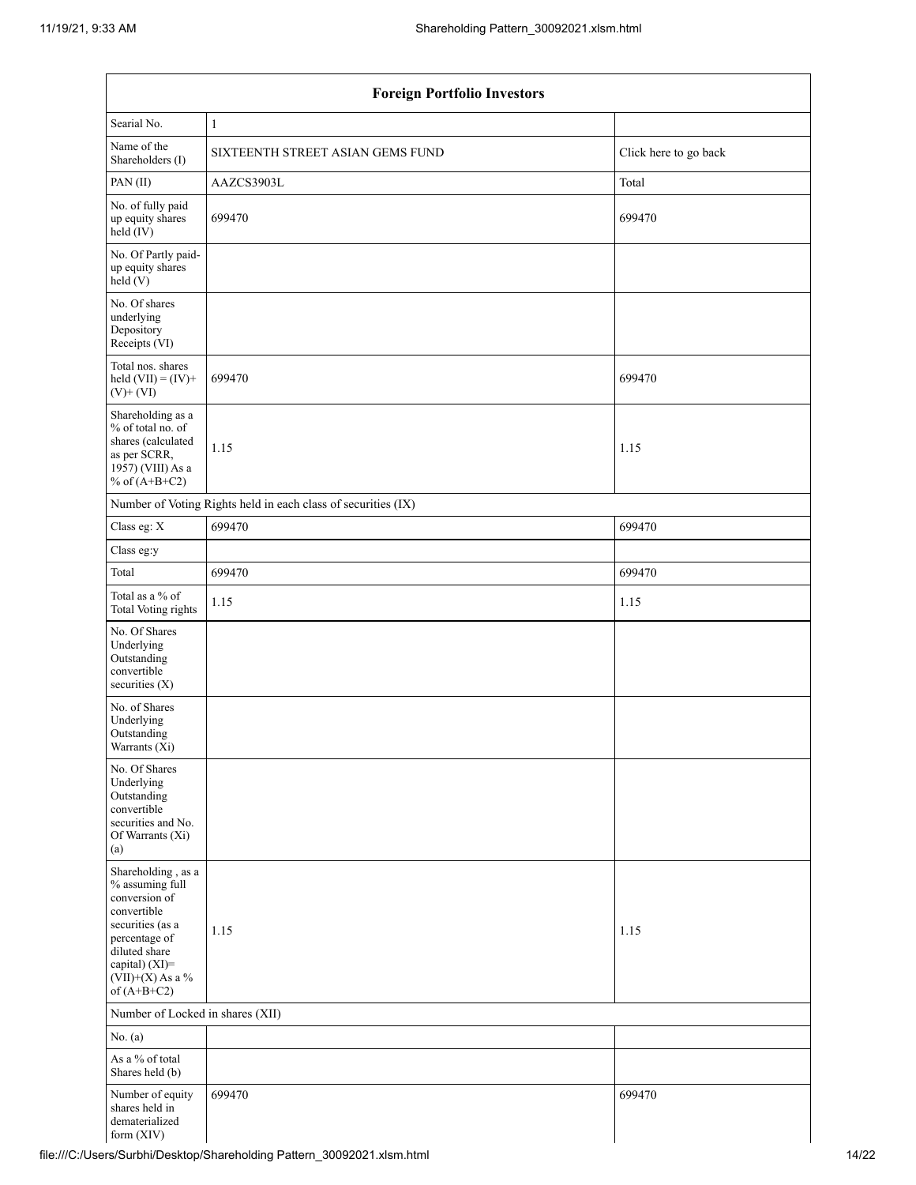| Foreign Portfolio Investors | | |
|---|---|---|
| Searial No. | 1 | |
| Name of the Shareholders (I) | SIXTEENTH STREET ASIAN GEMS FUND | Click here to go back |
| PAN (II) | AAZCS3903L | Total |
| No. of fully paid up equity shares held (IV) | 699470 | 699470 |
| No. Of Partly paid-up equity shares held (V) | | |
| No. Of shares underlying Depository Receipts (VI) | | |
| Total nos. shares held (VII) = (IV)+ (V)+ (VI) | 699470 | 699470 |
| Shareholding as a % of total no. of shares (calculated as per SCRR, 1957) (VIII) As a % of (A+B+C2) | 1.15 | 1.15 |
| Number of Voting Rights held in each class of securities (IX) | | |
| Class eg: X | 699470 | 699470 |
| Class eg:y | | |
| Total | 699470 | 699470 |
| Total as a % of Total Voting rights | 1.15 | 1.15 |
| No. Of Shares Underlying Outstanding convertible securities (X) | | |
| No. of Shares Underlying Outstanding Warrants (Xi) | | |
| No. Of Shares Underlying Outstanding convertible securities and No. Of Warrants (Xi) (a) | | |
| Shareholding , as a % assuming full conversion of convertible securities (as a percentage of diluted share capital) (XI)= (VII)+(X) As a % of (A+B+C2) | 1.15 | 1.15 |
| Number of Locked in shares (XII) | | |
| No. (a) | | |
| As a % of total Shares held (b) | | |
| Number of equity shares held in dematerialized form (XIV) | 699470 | 699470 |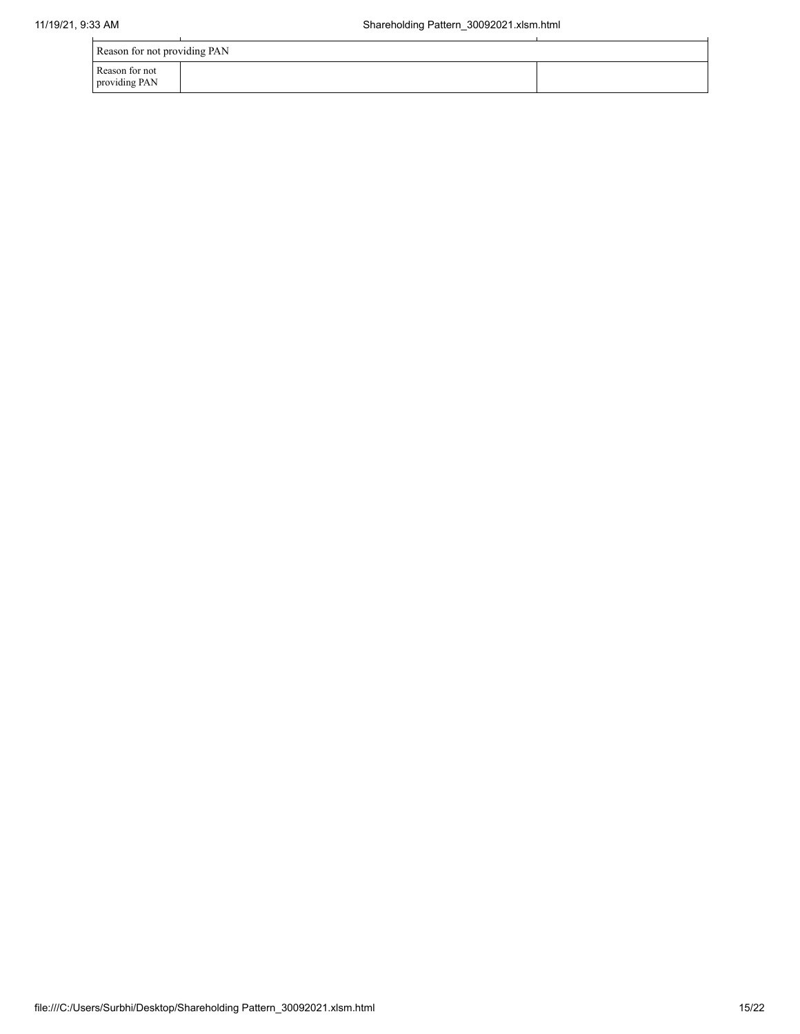| Reason for not providing PAN | | |
|---|---|---|
| Reason for not providing PAN | | |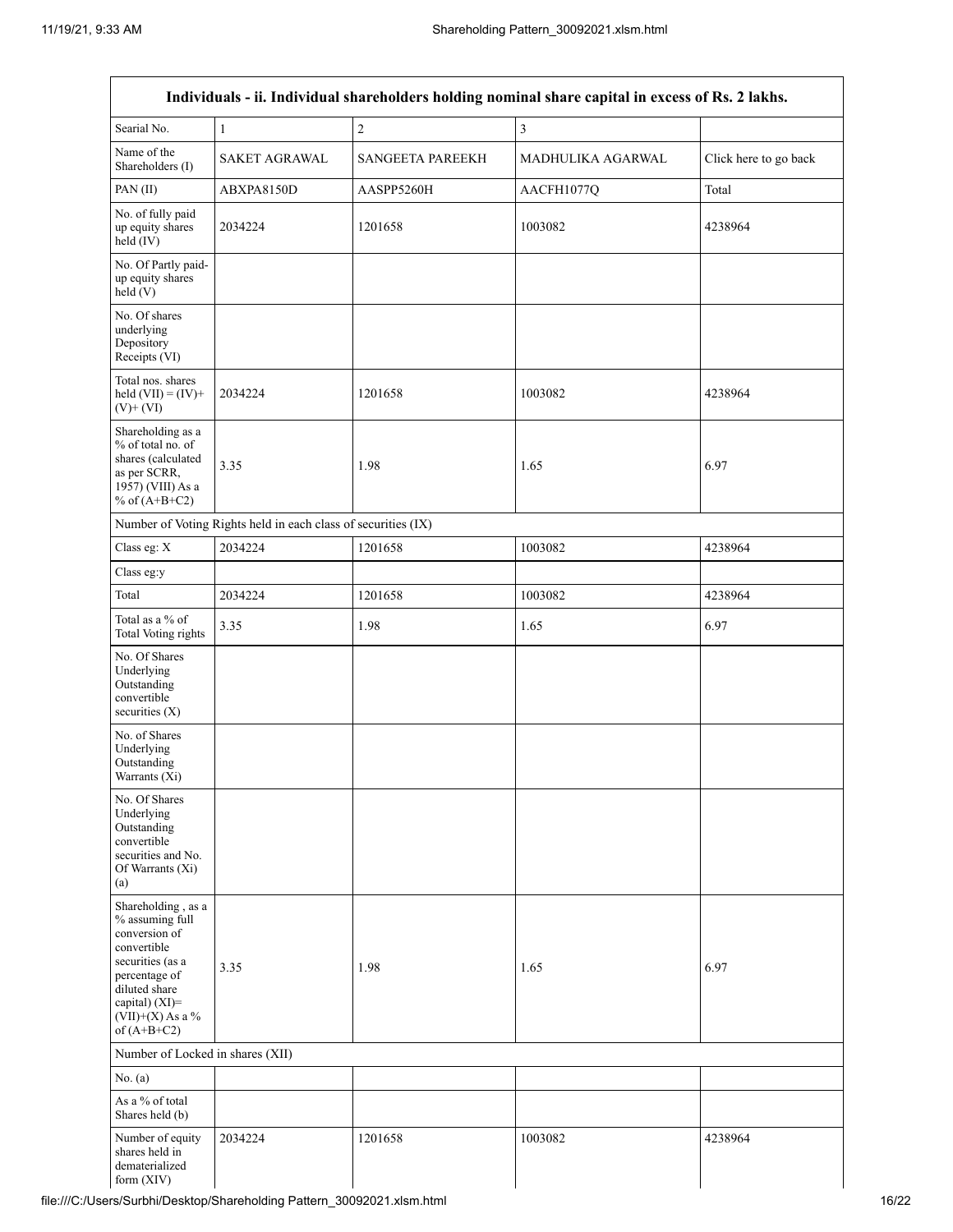| Individuals - ii. Individual shareholders holding nominal share capital in excess of Rs. 2 lakhs. | | | | |
|---|---|---|---|---|
| Searial No. | 1 | 2 | 3 | |
| Name of the Shareholders (I) | SAKET AGRAWAL | SANGEETA PAREEKH | MADHULIKA AGARWAL | Click here to go back |
| PAN (II) | ABXPA8150D | AASPP5260H | AACFH1077Q | Total |
| No. of fully paid up equity shares held (IV) | 2034224 | 1201658 | 1003082 | 4238964 |
| No. Of Partly paid-up equity shares held (V) | | | | |
| No. Of shares underlying Depository Receipts (VI) | | | | |
| Total nos. shares held (VII) = (IV)+(V)+ (VI) | 2034224 | 1201658 | 1003082 | 4238964 |
| Shareholding as a % of total no. of shares (calculated as per SCRR, 1957) (VIII) As a % of (A+B+C2) | 3.35 | 1.98 | 1.65 | 6.97 |
| Number of Voting Rights held in each class of securities (IX) | | | | |
| Class eg: X | 2034224 | 1201658 | 1003082 | 4238964 |
| Class eg:y | | | | |
| Total | 2034224 | 1201658 | 1003082 | 4238964 |
| Total as a % of Total Voting rights | 3.35 | 1.98 | 1.65 | 6.97 |
| No. Of Shares Underlying Outstanding convertible securities (X) | | | | |
| No. of Shares Underlying Outstanding Warrants (Xi) | | | | |
| No. Of Shares Underlying Outstanding convertible securities and No. Of Warrants (Xi) (a) | | | | |
| Shareholding , as a % assuming full conversion of convertible securities (as a percentage of diluted share capital) (XI)= (VII)+(X) As a % of (A+B+C2) | 3.35 | 1.98 | 1.65 | 6.97 |
| Number of Locked in shares (XII) | | | | |
| No. (a) | | | | |
| As a % of total Shares held (b) | | | | |
| Number of equity shares held in dematerialized form (XIV) | 2034224 | 1201658 | 1003082 | 4238964 |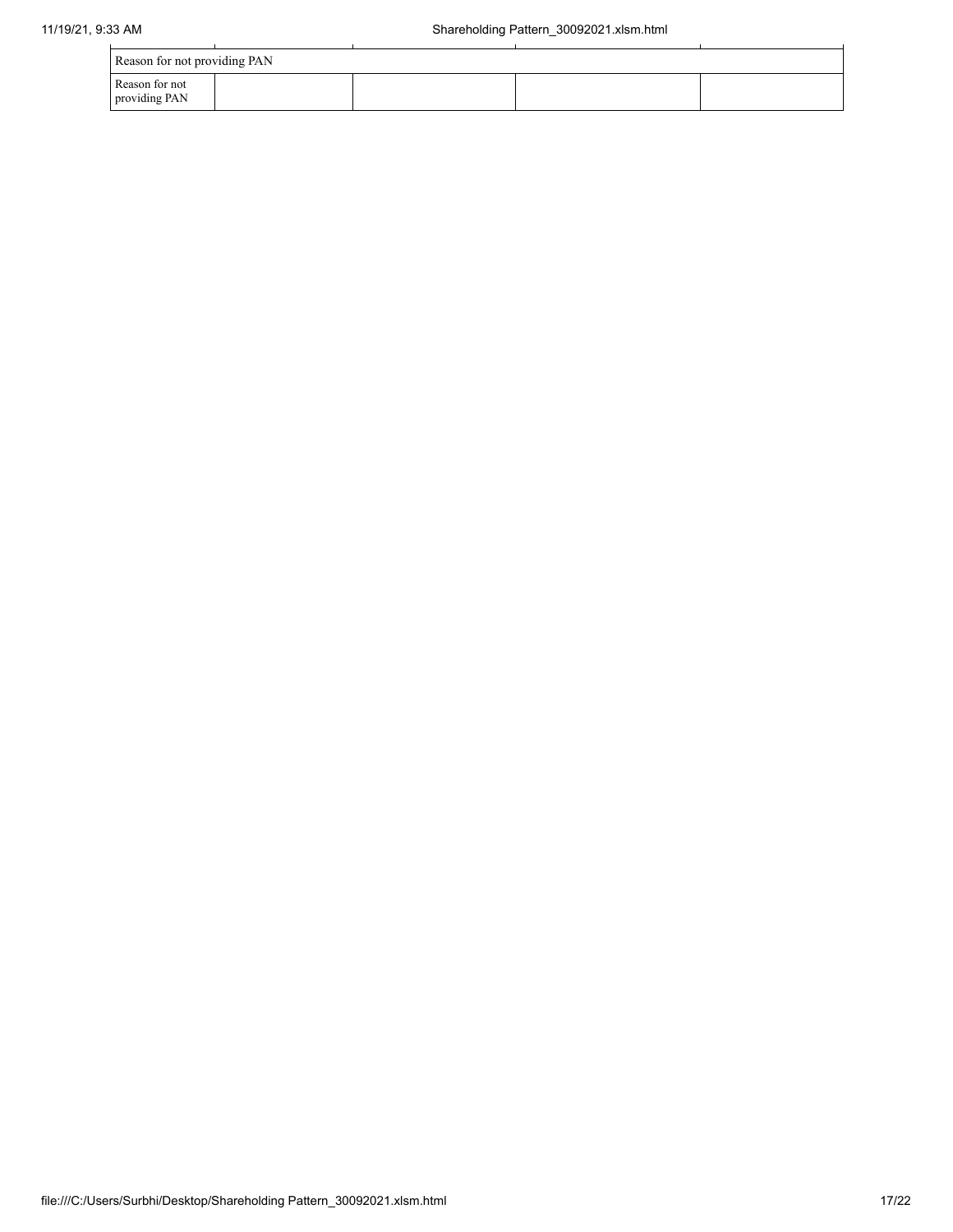| Reason for not providing PAN | | | | |
|---|---|---|---|---|
| Reason for not providing PAN | | | | |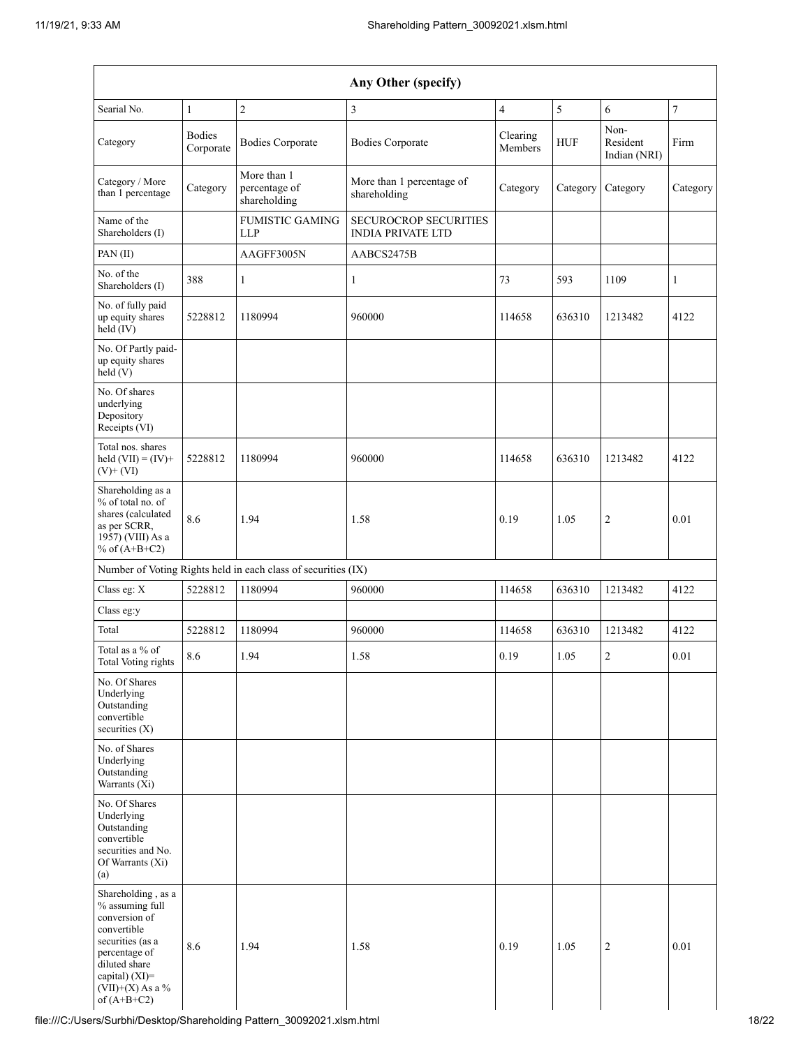| Any Other (specify) | | | | | | | |
|---|---|---|---|---|---|---|---|
| Searial No. | 1 | 2 | 3 | 4 | 5 | 6 | 7 |
| Category | Bodies Corporate | Bodies Corporate | Bodies Corporate | Clearing Members | HUF | Non-Resident Indian (NRI) | Firm |
| Category / More than 1 percentage | Category | More than 1 percentage of shareholding | More than 1 percentage of shareholding | Category | Category | Category | Category |
| Name of the Shareholders (I) | | FUMISTIC GAMING LLP | SECUROCROP SECURITIES INDIA PRIVATE LTD | | | | |
| PAN (II) | | AAGFF3005N | AABCS2475B | | | | |
| No. of the Shareholders (I) | 388 | 1 | 1 | 73 | 593 | 1109 | 1 |
| No. of fully paid up equity shares held (IV) | 5228812 | 1180994 | 960000 | 114658 | 636310 | 1213482 | 4122 |
| No. Of Partly paid-up equity shares held (V) | | | | | | | |
| No. Of shares underlying Depository Receipts (VI) | | | | | | | |
| Total nos. shares held (VII) = (IV)+ (V)+ (VI) | 5228812 | 1180994 | 960000 | 114658 | 636310 | 1213482 | 4122 |
| Shareholding as a % of total no. of shares (calculated as per SCRR, 1957) (VIII) As a % of (A+B+C2) | 8.6 | 1.94 | 1.58 | 0.19 | 1.05 | 2 | 0.01 |
| Number of Voting Rights held in each class of securities (IX) | | | | | | | |
| Class eg: X | 5228812 | 1180994 | 960000 | 114658 | 636310 | 1213482 | 4122 |
| Class eg:y | | | | | | | |
| Total | 5228812 | 1180994 | 960000 | 114658 | 636310 | 1213482 | 4122 |
| Total as a % of Total Voting rights | 8.6 | 1.94 | 1.58 | 0.19 | 1.05 | 2 | 0.01 |
| No. Of Shares Underlying Outstanding convertible securities (X) | | | | | | | |
| No. of Shares Underlying Outstanding Warrants (Xi) | | | | | | | |
| No. Of Shares Underlying Outstanding convertible securities and No. Of Warrants (Xi) (a) | | | | | | | |
| Shareholding , as a % assuming full conversion of convertible securities (as a percentage of diluted share capital) (XI)= (VII)+(X) As a % of (A+B+C2) | 8.6 | 1.94 | 1.58 | 0.19 | 1.05 | 2 | 0.01 |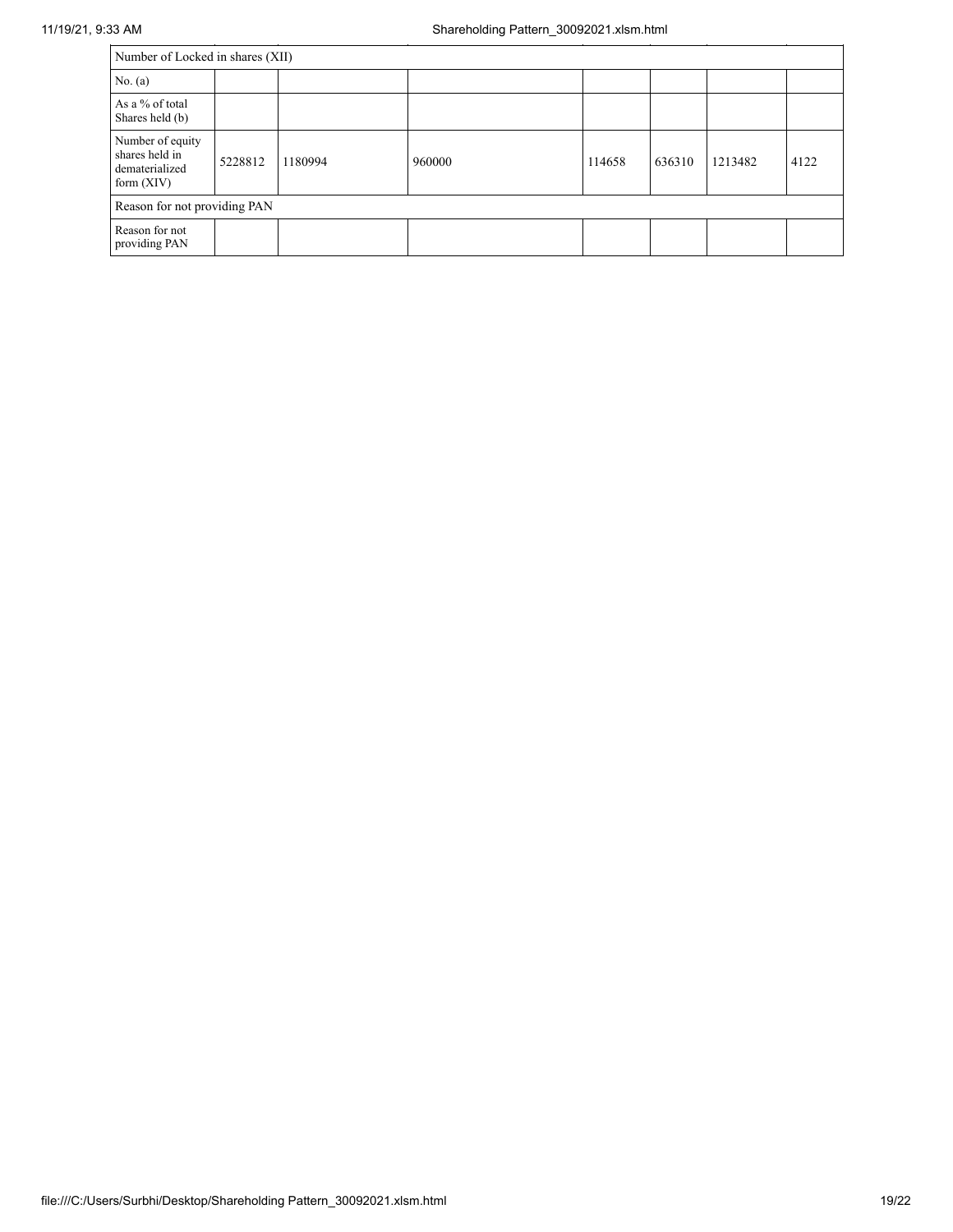| Number of Locked in shares (XII) | | | | | | | |
|---|---|---|---|---|---|---|---|
| No. (a) | | | | | | | |
| As a % of total Shares held (b) | | | | | | | |
| Number of equity shares held in dematerialized form (XIV) | 5228812 | 1180994 | 960000 | 114658 | 636310 | 1213482 | 4122 |
| Reason for not providing PAN | | | | | | | |
| Reason for not providing PAN | | | | | | | |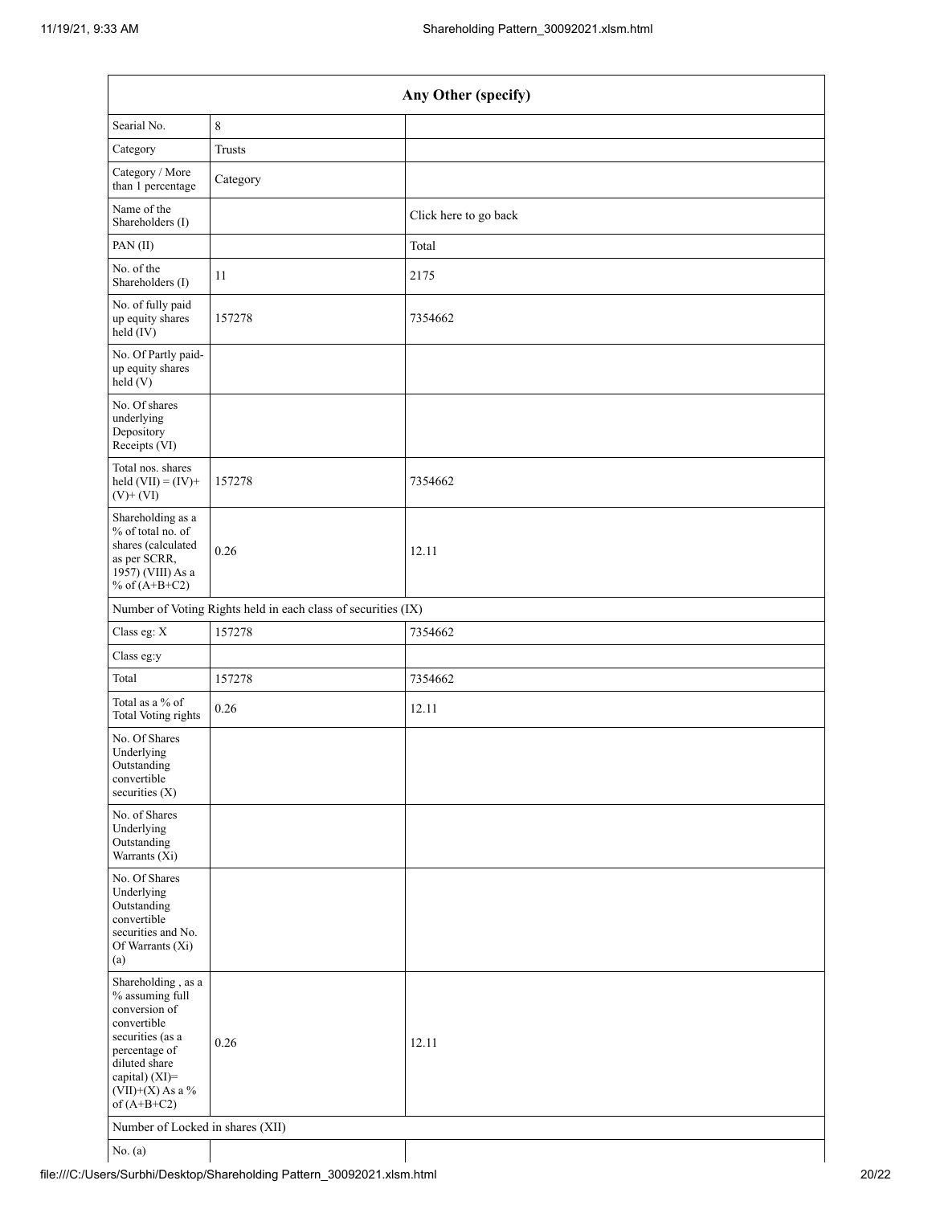| Any Other (specify) | | |
|---|---|---|
| Searial No. | 8 | |
| Category | Trusts | |
| Category / More than 1 percentage | Category | |
| Name of the Shareholders (I) | | Click here to go back |
| PAN (II) | | Total |
| No. of the Shareholders (I) | 11 | 2175 |
| No. of fully paid up equity shares held (IV) | 157278 | 7354662 |
| No. Of Partly paid-up equity shares held (V) | | |
| No. Of shares underlying Depository Receipts (VI) | | |
| Total nos. shares held (VII) = (IV)+ (V)+ (VI) | 157278 | 7354662 |
| Shareholding as a % of total no. of shares (calculated as per SCRR, 1957) (VIII) As a % of (A+B+C2) | 0.26 | 12.11 |
| Number of Voting Rights held in each class of securities (IX) | | |
| Class eg: X | 157278 | 7354662 |
| Class eg:y | | |
| Total | 157278 | 7354662 |
| Total as a % of Total Voting rights | 0.26 | 12.11 |
| No. Of Shares Underlying Outstanding convertible securities (X) | | |
| No. of Shares Underlying Outstanding Warrants (Xi) | | |
| No. Of Shares Underlying Outstanding convertible securities and No. Of Warrants (Xi) (a) | | |
| Shareholding , as a % assuming full conversion of convertible securities (as a percentage of diluted share capital) (XI)= (VII)+(X) As a % of (A+B+C2) | 0.26 | 12.11 |
| Number of Locked in shares (XII) | | |
| No. (a) | | |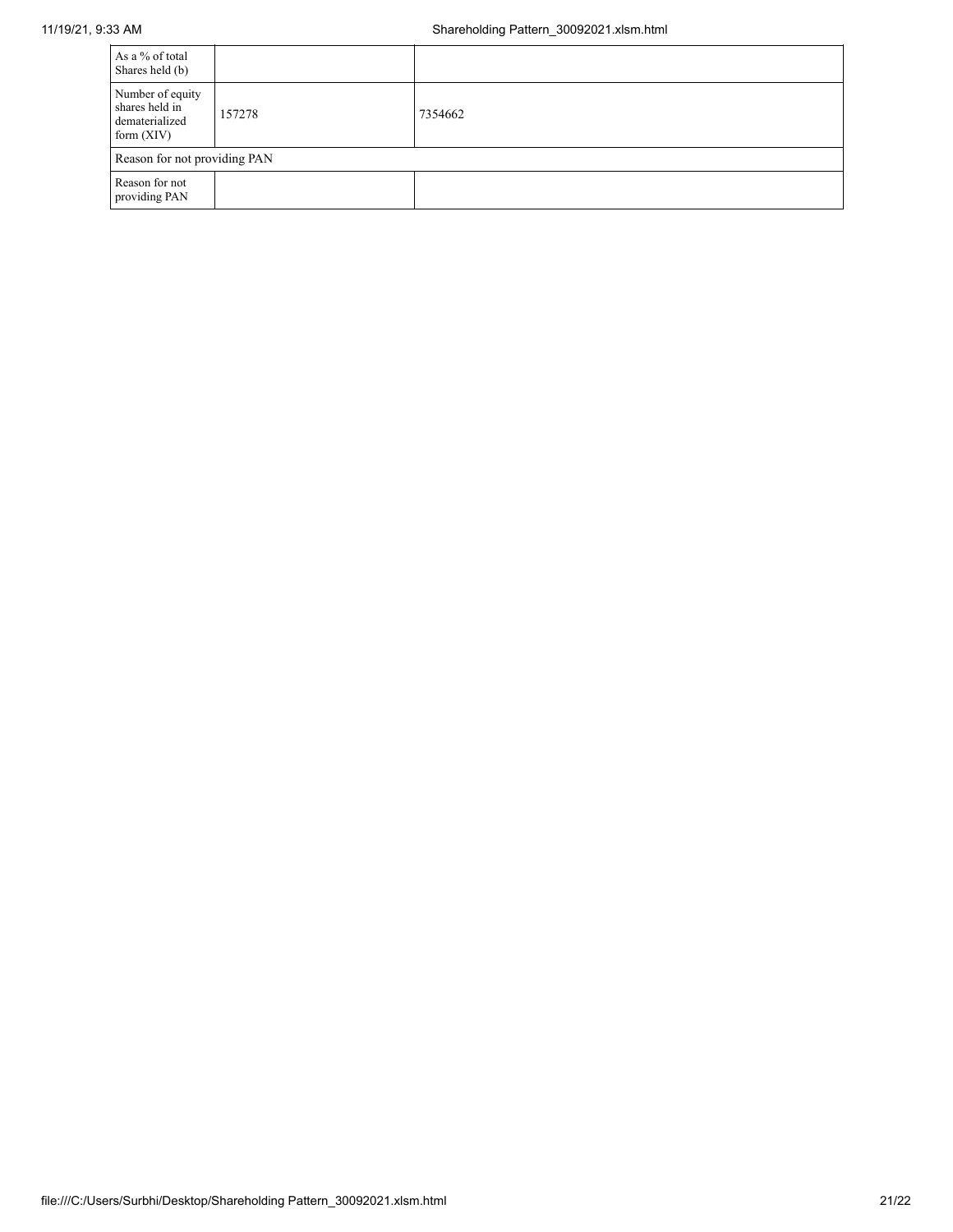| As a % of total Shares held (b) | | |
|---|---|---|
| Number of equity shares held in dematerialized form (XIV) | 157278 | 7354662 |
| Reason for not providing PAN | | |
| Reason for not providing PAN | | |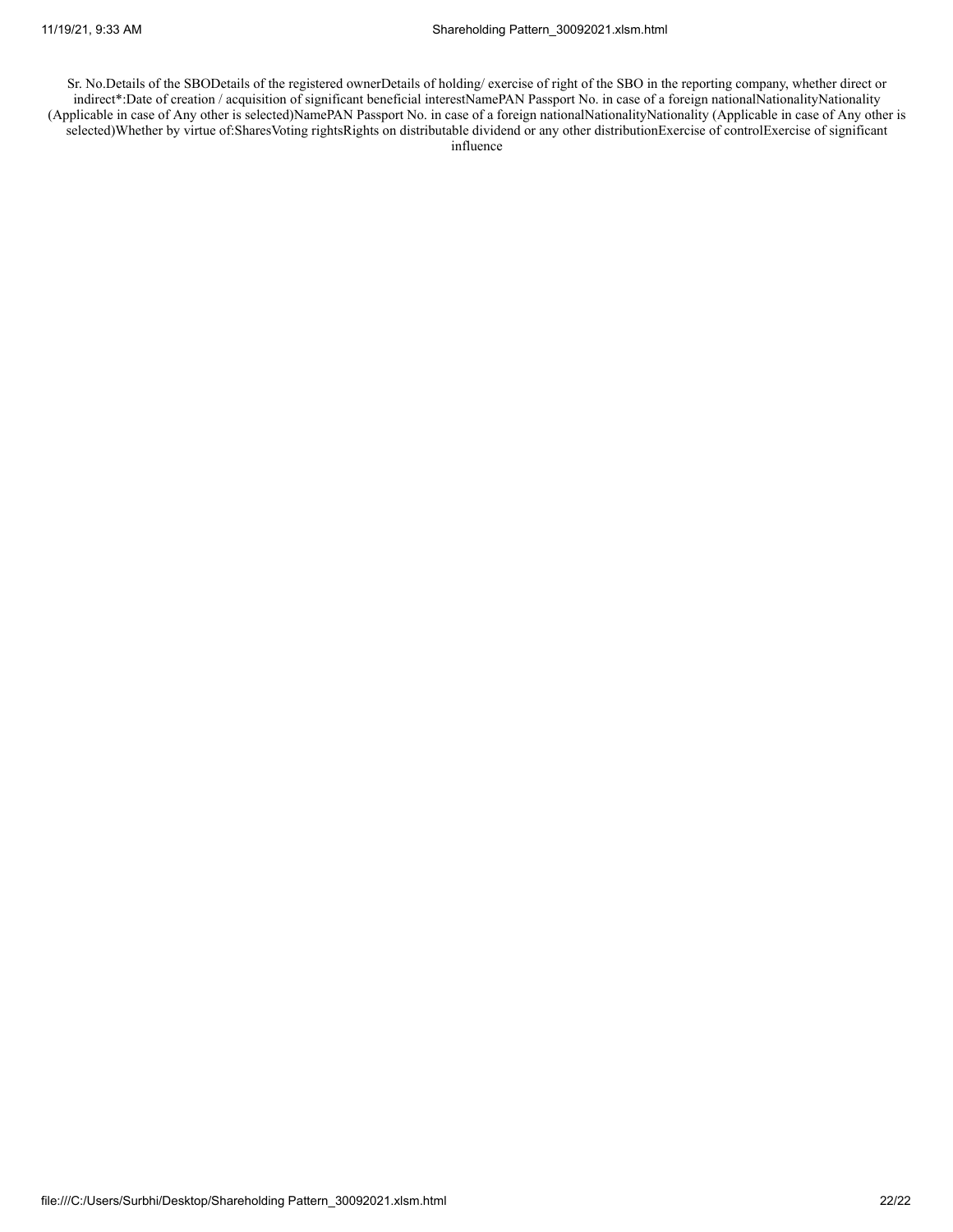Sr. No.Details of the SBODetails of the registered ownerDetails of holding/ exercise of right of the SBO in the reporting company, whether direct or indirect*:Date of creation / acquisition of significant beneficial interestNamePAN Passport No. in case of a foreign nationalNationalityNationality (Applicable in case of Any other is selected)NamePAN Passport No. in case of a foreign nationalNationalityNationality (Applicable in case of Any other is selected)Whether by virtue of:SharesVoting rightsRights on distributable dividend or any other distributionExercise of controlExercise of significant influence